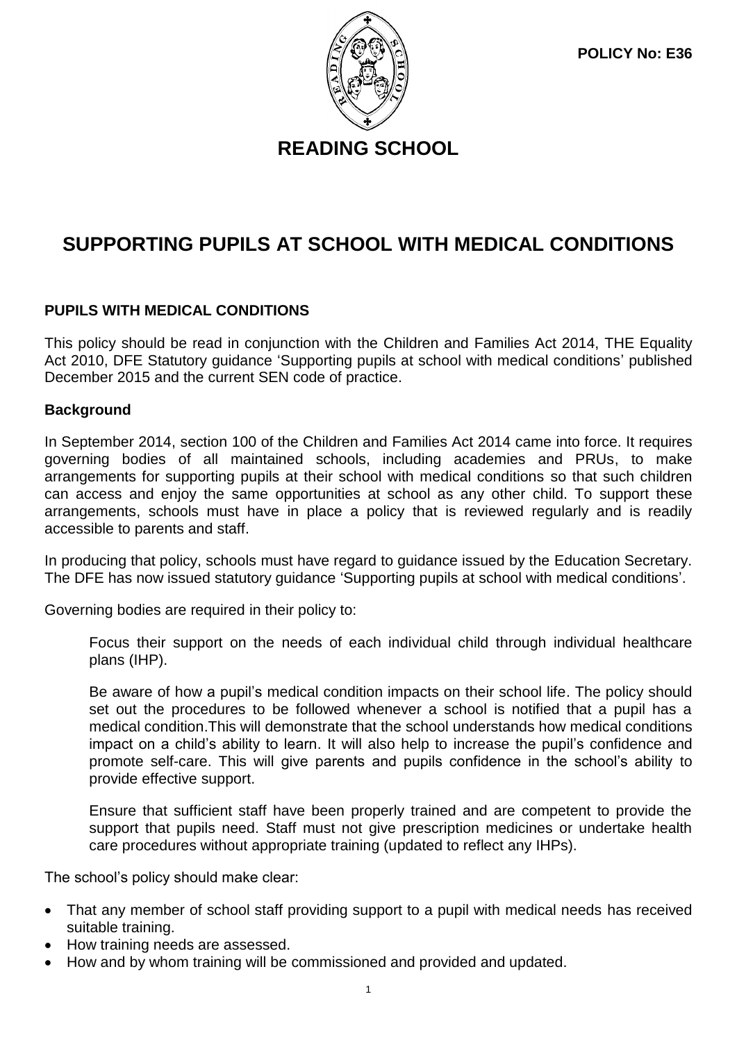POLICY No: E36

# READING SCHOOL

# SUPPORTING PUPILS AT SCHOOL WITH MEDICAL CONDITIONS

## PUPILS WITH MEDICAL CONDITIONS

This policy should be read in conjunction with the Children and Families Act 2014, THE Equality Act 2010, DFE Statutory guidance 'Supporting pupils at school with medical conditions' published December 2015 and the current SEN code of practice.

### Background

In September 2014, section 100 of the Children and Families Act 2014 came into force. It requires governing bodies of all maintained schools, including academies and PRUs, to make arrangements for supporting pupils at their school with medical conditions so that such children can access and enjoy the same opportunities at school as any other child. To support these arrangements, schools must have in place a policy that is reviewed regularly and is readily accessible to parents and staff.

In producing that policy, schools must have regard to guidance issued by the Education Secretary. The DFE has now issued statutory guidance 'Supporting pupils at school with medical conditions'.

Governing bodies are required in their policy to:

> Focus their support on the needs of each individual child through individual healthcare plans (IHP).
>
> Be aware of how a pupil's medical condition impacts on their school life. The policy should set out the procedures to be followed whenever a school is notified that a pupil has a medical condition.This will demonstrate that the school understands how medical conditions impact on a child's ability to learn. It will also help to increase the pupil's confidence and promote self-care. This will give parents and pupils confidence in the school's ability to provide effective support.
>
> Ensure that sufficient staff have been properly trained and are competent to provide the support that pupils need. Staff must not give prescription medicines or undertake health care procedures without appropriate training (updated to reflect any IHPs).

The school's policy should make clear:

- That any member of school staff providing support to a pupil with medical needs has received suitable training.
- How training needs are assessed.
- How and by whom training will be commissioned and provided and updated.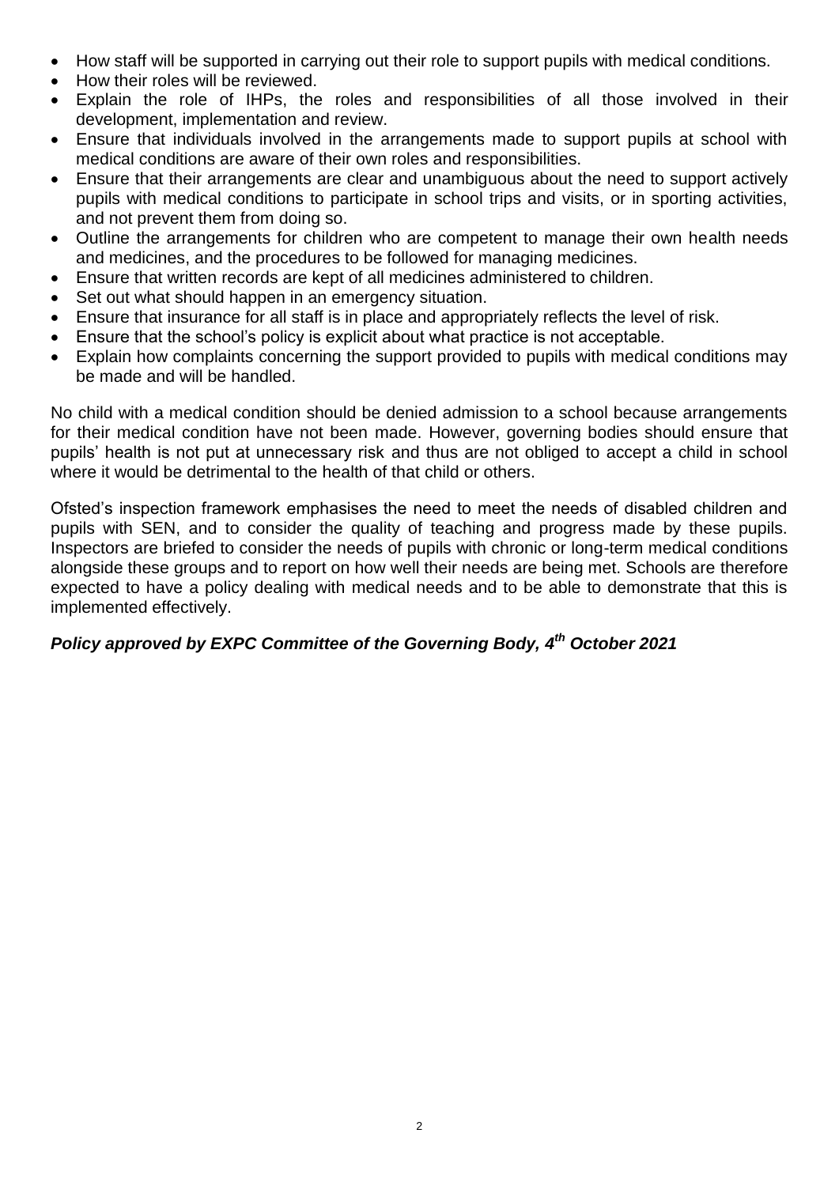- How staff will be supported in carrying out their role to support pupils with medical conditions.
- How their roles will be reviewed.
- Explain the role of IHPs, the roles and responsibilities of all those involved in their development, implementation and review.
- Ensure that individuals involved in the arrangements made to support pupils at school with medical conditions are aware of their own roles and responsibilities.
- Ensure that their arrangements are clear and unambiguous about the need to support actively pupils with medical conditions to participate in school trips and visits, or in sporting activities, and not prevent them from doing so.
- Outline the arrangements for children who are competent to manage their own health needs and medicines, and the procedures to be followed for managing medicines.
- Ensure that written records are kept of all medicines administered to children.
- Set out what should happen in an emergency situation.
- Ensure that insurance for all staff is in place and appropriately reflects the level of risk.
- Ensure that the school's policy is explicit about what practice is not acceptable.
- Explain how complaints concerning the support provided to pupils with medical conditions may be made and will be handled.

No child with a medical condition should be denied admission to a school because arrangements for their medical condition have not been made. However, governing bodies should ensure that pupils' health is not put at unnecessary risk and thus are not obliged to accept a child in school where it would be detrimental to the health of that child or others.

Ofsted's inspection framework emphasises the need to meet the needs of disabled children and pupils with SEN, and to consider the quality of teaching and progress made by these pupils. Inspectors are briefed to consider the needs of pupils with chronic or long-term medical conditions alongside these groups and to report on how well their needs are being met. Schools are therefore expected to have a policy dealing with medical needs and to be able to demonstrate that this is implemented effectively.

***Policy approved by EXPC Committee of the Governing Body, 4th October 2021***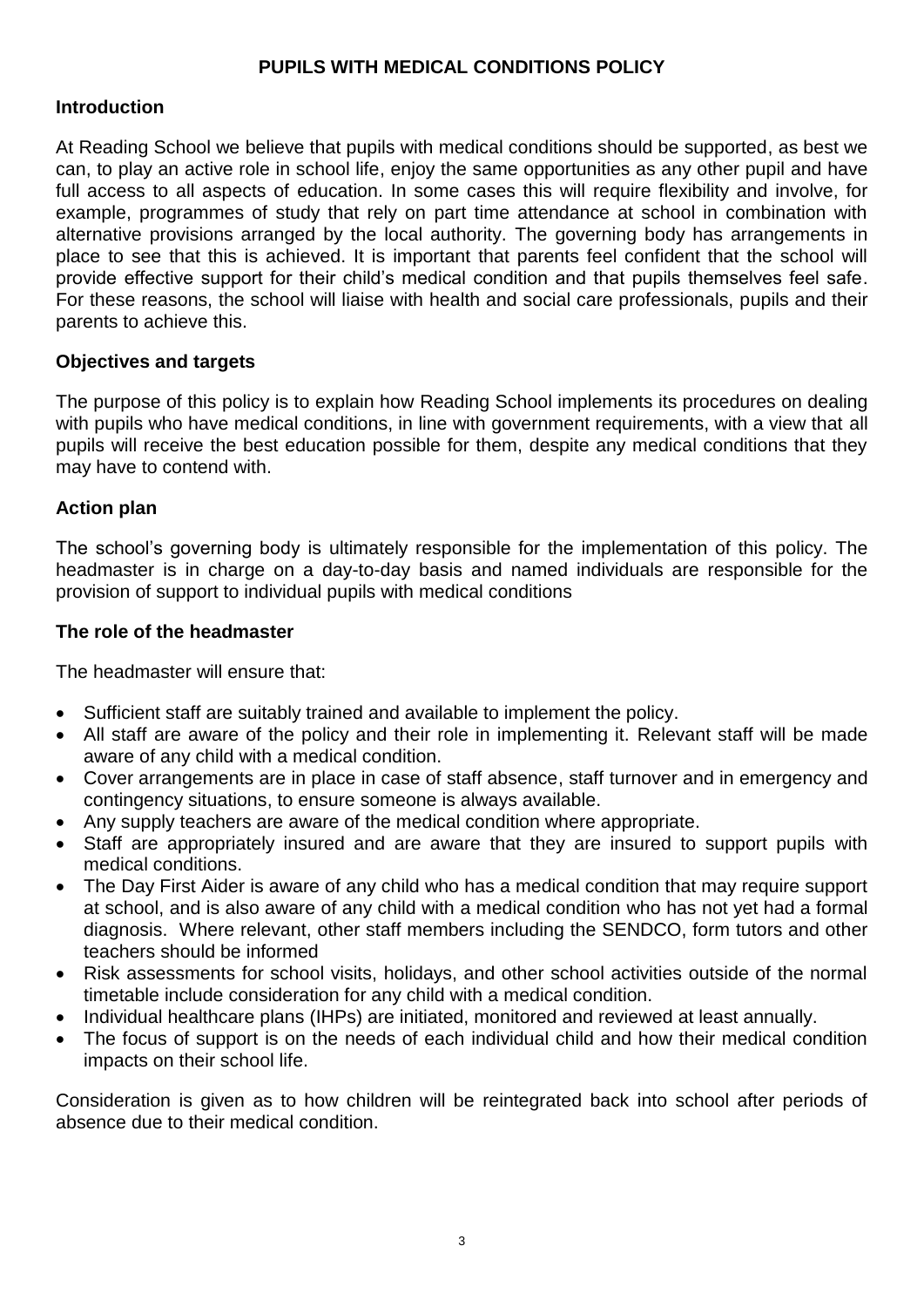# PUPILS WITH MEDICAL CONDITIONS POLICY

## Introduction

At Reading School we believe that pupils with medical conditions should be supported, as best we can, to play an active role in school life, enjoy the same opportunities as any other pupil and have full access to all aspects of education. In some cases this will require flexibility and involve, for example, programmes of study that rely on part time attendance at school in combination with alternative provisions arranged by the local authority. The governing body has arrangements in place to see that this is achieved. It is important that parents feel confident that the school will provide effective support for their child's medical condition and that pupils themselves feel safe. For these reasons, the school will liaise with health and social care professionals, pupils and their parents to achieve this.

## Objectives and targets

The purpose of this policy is to explain how Reading School implements its procedures on dealing with pupils who have medical conditions, in line with government requirements, with a view that all pupils will receive the best education possible for them, despite any medical conditions that they may have to contend with.

## Action plan

The school's governing body is ultimately responsible for the implementation of this policy. The headmaster is in charge on a day-to-day basis and named individuals are responsible for the provision of support to individual pupils with medical conditions

## The role of the headmaster

The headmaster will ensure that:

- Sufficient staff are suitably trained and available to implement the policy.
- All staff are aware of the policy and their role in implementing it. Relevant staff will be made aware of any child with a medical condition.
- Cover arrangements are in place in case of staff absence, staff turnover and in emergency and contingency situations, to ensure someone is always available.
- Any supply teachers are aware of the medical condition where appropriate.
- Staff are appropriately insured and are aware that they are insured to support pupils with medical conditions.
- The Day First Aider is aware of any child who has a medical condition that may require support at school, and is also aware of any child with a medical condition who has not yet had a formal diagnosis. Where relevant, other staff members including the SENDCO, form tutors and other teachers should be informed
- Risk assessments for school visits, holidays, and other school activities outside of the normal timetable include consideration for any child with a medical condition.
- Individual healthcare plans (IHPs) are initiated, monitored and reviewed at least annually.
- The focus of support is on the needs of each individual child and how their medical condition impacts on their school life.

Consideration is given as to how children will be reintegrated back into school after periods of absence due to their medical condition.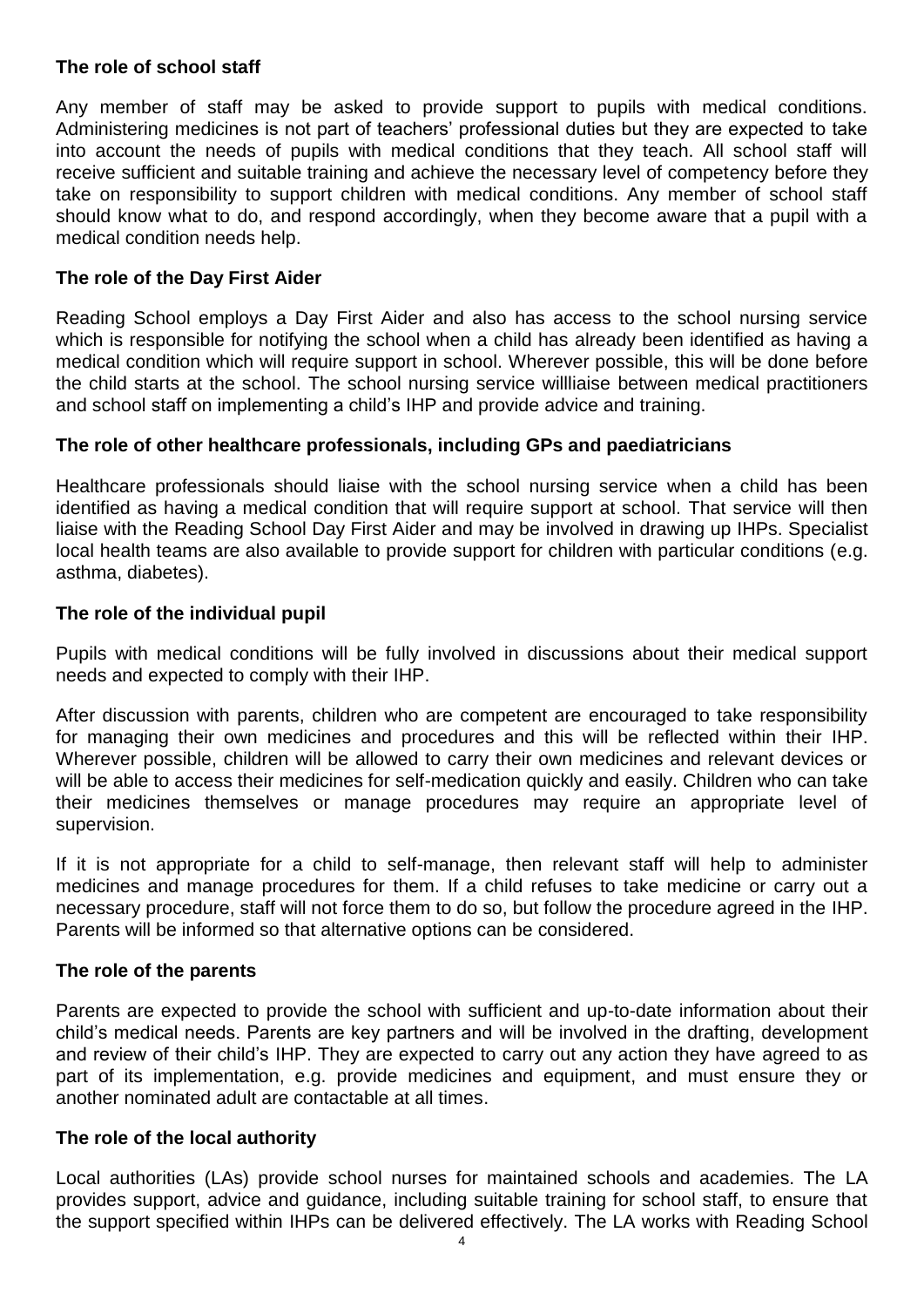**The role of school staff**

Any member of staff may be asked to provide support to pupils with medical conditions. Administering medicines is not part of teachers' professional duties but they are expected to take into account the needs of pupils with medical conditions that they teach. All school staff will receive sufficient and suitable training and achieve the necessary level of competency before they take on responsibility to support children with medical conditions. Any member of school staff should know what to do, and respond accordingly, when they become aware that a pupil with a medical condition needs help.

**The role of the Day First Aider**

Reading School employs a Day First Aider and also has access to the school nursing service which is responsible for notifying the school when a child has already been identified as having a medical condition which will require support in school. Wherever possible, this will be done before the child starts at the school. The school nursing service willliaise between medical practitioners and school staff on implementing a child's IHP and provide advice and training.

**The role of other healthcare professionals, including GPs and paediatricians**

Healthcare professionals should liaise with the school nursing service when a child has been identified as having a medical condition that will require support at school. That service will then liaise with the Reading School Day First Aider and may be involved in drawing up IHPs. Specialist local health teams are also available to provide support for children with particular conditions (e.g. asthma, diabetes).

**The role of the individual pupil**

Pupils with medical conditions will be fully involved in discussions about their medical support needs and expected to comply with their IHP.

After discussion with parents, children who are competent are encouraged to take responsibility for managing their own medicines and procedures and this will be reflected within their IHP. Wherever possible, children will be allowed to carry their own medicines and relevant devices or will be able to access their medicines for self-medication quickly and easily. Children who can take their medicines themselves or manage procedures may require an appropriate level of supervision.

If it is not appropriate for a child to self-manage, then relevant staff will help to administer medicines and manage procedures for them. If a child refuses to take medicine or carry out a necessary procedure, staff will not force them to do so, but follow the procedure agreed in the IHP. Parents will be informed so that alternative options can be considered.

**The role of the parents**

Parents are expected to provide the school with sufficient and up-to-date information about their child's medical needs. Parents are key partners and will be involved in the drafting, development and review of their child's IHP. They are expected to carry out any action they have agreed to as part of its implementation, e.g. provide medicines and equipment, and must ensure they or another nominated adult are contactable at all times.

**The role of the local authority**

Local authorities (LAs) provide school nurses for maintained schools and academies. The LA provides support, advice and guidance, including suitable training for school staff, to ensure that the support specified within IHPs can be delivered effectively. The LA works with Reading School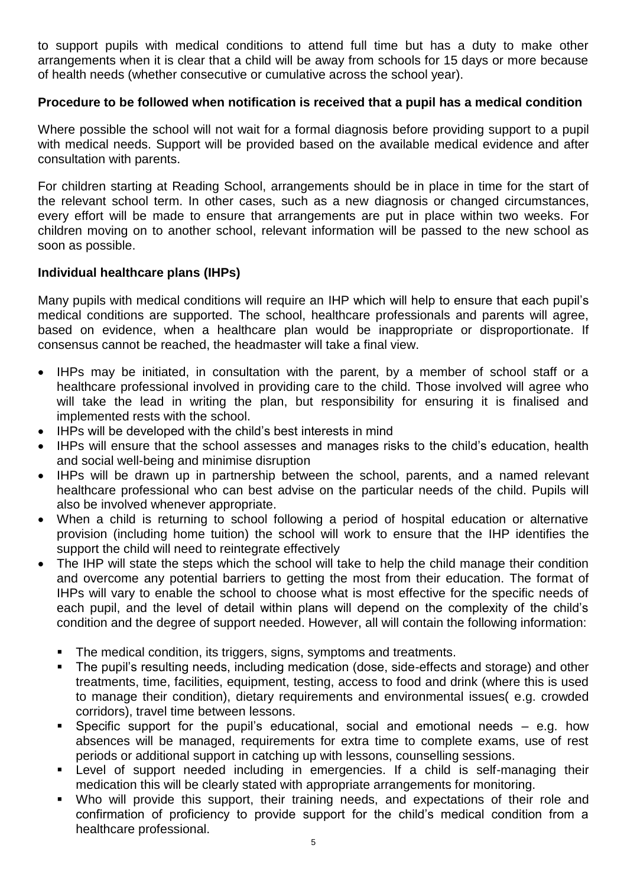to support pupils with medical conditions to attend full time but has a duty to make other arrangements when it is clear that a child will be away from schools for 15 days or more because of health needs (whether consecutive or cumulative across the school year).

**Procedure to be followed when notification is received that a pupil has a medical condition**

Where possible the school will not wait for a formal diagnosis before providing support to a pupil with medical needs. Support will be provided based on the available medical evidence and after consultation with parents.

For children starting at Reading School, arrangements should be in place in time for the start of the relevant school term. In other cases, such as a new diagnosis or changed circumstances, every effort will be made to ensure that arrangements are put in place within two weeks. For children moving on to another school, relevant information will be passed to the new school as soon as possible.

**Individual healthcare plans (IHPs)**

Many pupils with medical conditions will require an IHP which will help to ensure that each pupil's medical conditions are supported. The school, healthcare professionals and parents will agree, based on evidence, when a healthcare plan would be inappropriate or disproportionate. If consensus cannot be reached, the headmaster will take a final view.

- IHPs may be initiated, in consultation with the parent, by a member of school staff or a healthcare professional involved in providing care to the child. Those involved will agree who will take the lead in writing the plan, but responsibility for ensuring it is finalised and implemented rests with the school.
- IHPs will be developed with the child's best interests in mind
- IHPs will ensure that the school assesses and manages risks to the child's education, health and social well-being and minimise disruption
- IHPs will be drawn up in partnership between the school, parents, and a named relevant healthcare professional who can best advise on the particular needs of the child. Pupils will also be involved whenever appropriate.
- When a child is returning to school following a period of hospital education or alternative provision (including home tuition) the school will work to ensure that the IHP identifies the support the child will need to reintegrate effectively
- The IHP will state the steps which the school will take to help the child manage their condition and overcome any potential barriers to getting the most from their education. The format of IHPs will vary to enable the school to choose what is most effective for the specific needs of each pupil, and the level of detail within plans will depend on the complexity of the child's condition and the degree of support needed. However, all will contain the following information:
  - The medical condition, its triggers, signs, symptoms and treatments.
  - The pupil's resulting needs, including medication (dose, side-effects and storage) and other treatments, time, facilities, equipment, testing, access to food and drink (where this is used to manage their condition), dietary requirements and environmental issues( e.g. crowded corridors), travel time between lessons.
  - Specific support for the pupil's educational, social and emotional needs – e.g. how absences will be managed, requirements for extra time to complete exams, use of rest periods or additional support in catching up with lessons, counselling sessions.
  - Level of support needed including in emergencies. If a child is self-managing their medication this will be clearly stated with appropriate arrangements for monitoring.
  - Who will provide this support, their training needs, and expectations of their role and confirmation of proficiency to provide support for the child's medical condition from a healthcare professional.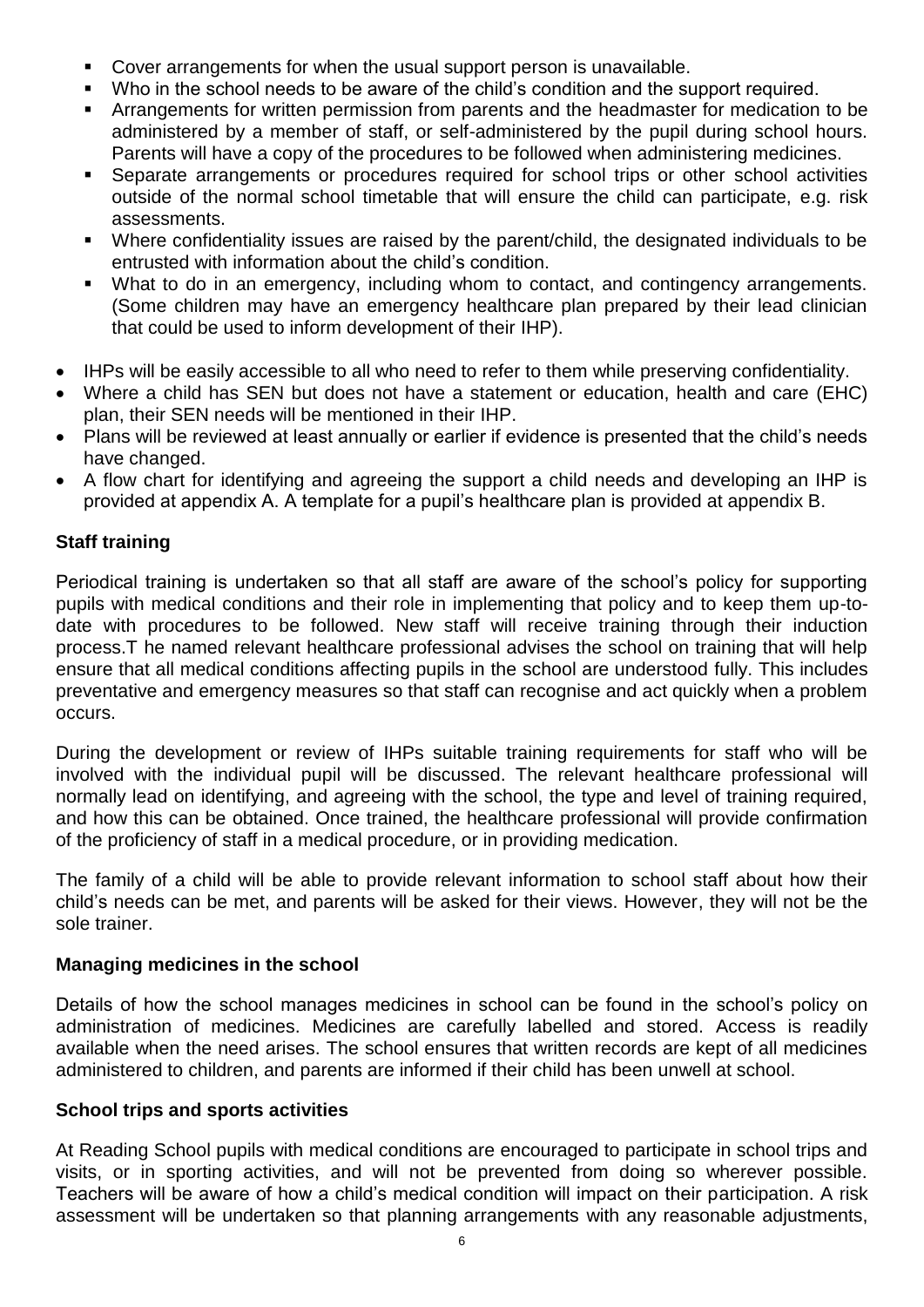- Cover arrangements for when the usual support person is unavailable.
- Who in the school needs to be aware of the child's condition and the support required.
- Arrangements for written permission from parents and the headmaster for medication to be administered by a member of staff, or self-administered by the pupil during school hours. Parents will have a copy of the procedures to be followed when administering medicines.
- Separate arrangements or procedures required for school trips or other school activities outside of the normal school timetable that will ensure the child can participate, e.g. risk assessments.
- Where confidentiality issues are raised by the parent/child, the designated individuals to be entrusted with information about the child's condition.
- What to do in an emergency, including whom to contact, and contingency arrangements. (Some children may have an emergency healthcare plan prepared by their lead clinician that could be used to inform development of their IHP).

- IHPs will be easily accessible to all who need to refer to them while preserving confidentiality.
- Where a child has SEN but does not have a statement or education, health and care (EHC) plan, their SEN needs will be mentioned in their IHP.
- Plans will be reviewed at least annually or earlier if evidence is presented that the child's needs have changed.
- A flow chart for identifying and agreeing the support a child needs and developing an IHP is provided at appendix A. A template for a pupil's healthcare plan is provided at appendix B.

**Staff training**

Periodical training is undertaken so that all staff are aware of the school's policy for supporting pupils with medical conditions and their role in implementing that policy and to keep them up-to-date with procedures to be followed. New staff will receive training through their induction process.T he named relevant healthcare professional advises the school on training that will help ensure that all medical conditions affecting pupils in the school are understood fully. This includes preventative and emergency measures so that staff can recognise and act quickly when a problem occurs.

During the development or review of IHPs suitable training requirements for staff who will be involved with the individual pupil will be discussed. The relevant healthcare professional will normally lead on identifying, and agreeing with the school, the type and level of training required, and how this can be obtained. Once trained, the healthcare professional will provide confirmation of the proficiency of staff in a medical procedure, or in providing medication.

The family of a child will be able to provide relevant information to school staff about how their child's needs can be met, and parents will be asked for their views. However, they will not be the sole trainer.

**Managing medicines in the school**

Details of how the school manages medicines in school can be found in the school's policy on administration of medicines. Medicines are carefully labelled and stored. Access is readily available when the need arises. The school ensures that written records are kept of all medicines administered to children, and parents are informed if their child has been unwell at school.

**School trips and sports activities**

At Reading School pupils with medical conditions are encouraged to participate in school trips and visits, or in sporting activities, and will not be prevented from doing so wherever possible. Teachers will be aware of how a child's medical condition will impact on their participation. A risk assessment will be undertaken so that planning arrangements with any reasonable adjustments,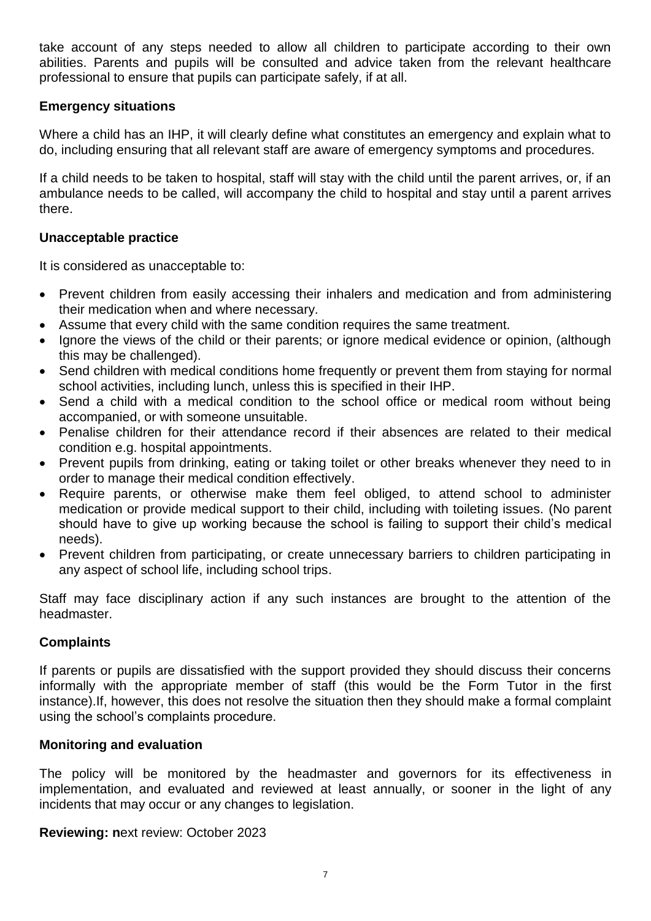take account of any steps needed to allow all children to participate according to their own abilities. Parents and pupils will be consulted and advice taken from the relevant healthcare professional to ensure that pupils can participate safely, if at all.

**Emergency situations**

Where a child has an IHP, it will clearly define what constitutes an emergency and explain what to do, including ensuring that all relevant staff are aware of emergency symptoms and procedures.

If a child needs to be taken to hospital, staff will stay with the child until the parent arrives, or, if an ambulance needs to be called, will accompany the child to hospital and stay until a parent arrives there.

**Unacceptable practice**

It is considered as unacceptable to:

- Prevent children from easily accessing their inhalers and medication and from administering their medication when and where necessary.
- Assume that every child with the same condition requires the same treatment.
- Ignore the views of the child or their parents; or ignore medical evidence or opinion, (although this may be challenged).
- Send children with medical conditions home frequently or prevent them from staying for normal school activities, including lunch, unless this is specified in their IHP.
- Send a child with a medical condition to the school office or medical room without being accompanied, or with someone unsuitable.
- Penalise children for their attendance record if their absences are related to their medical condition e.g. hospital appointments.
- Prevent pupils from drinking, eating or taking toilet or other breaks whenever they need to in order to manage their medical condition effectively.
- Require parents, or otherwise make them feel obliged, to attend school to administer medication or provide medical support to their child, including with toileting issues. (No parent should have to give up working because the school is failing to support their child's medical needs).
- Prevent children from participating, or create unnecessary barriers to children participating in any aspect of school life, including school trips.

Staff may face disciplinary action if any such instances are brought to the attention of the headmaster.

**Complaints**

If parents or pupils are dissatisfied with the support provided they should discuss their concerns informally with the appropriate member of staff (this would be the Form Tutor in the first instance).If, however, this does not resolve the situation then they should make a formal complaint using the school's complaints procedure.

**Monitoring and evaluation**

The policy will be monitored by the headmaster and governors for its effectiveness in implementation, and evaluated and reviewed at least annually, or sooner in the light of any incidents that may occur or any changes to legislation.

**Reviewing: n**ext review: October 2023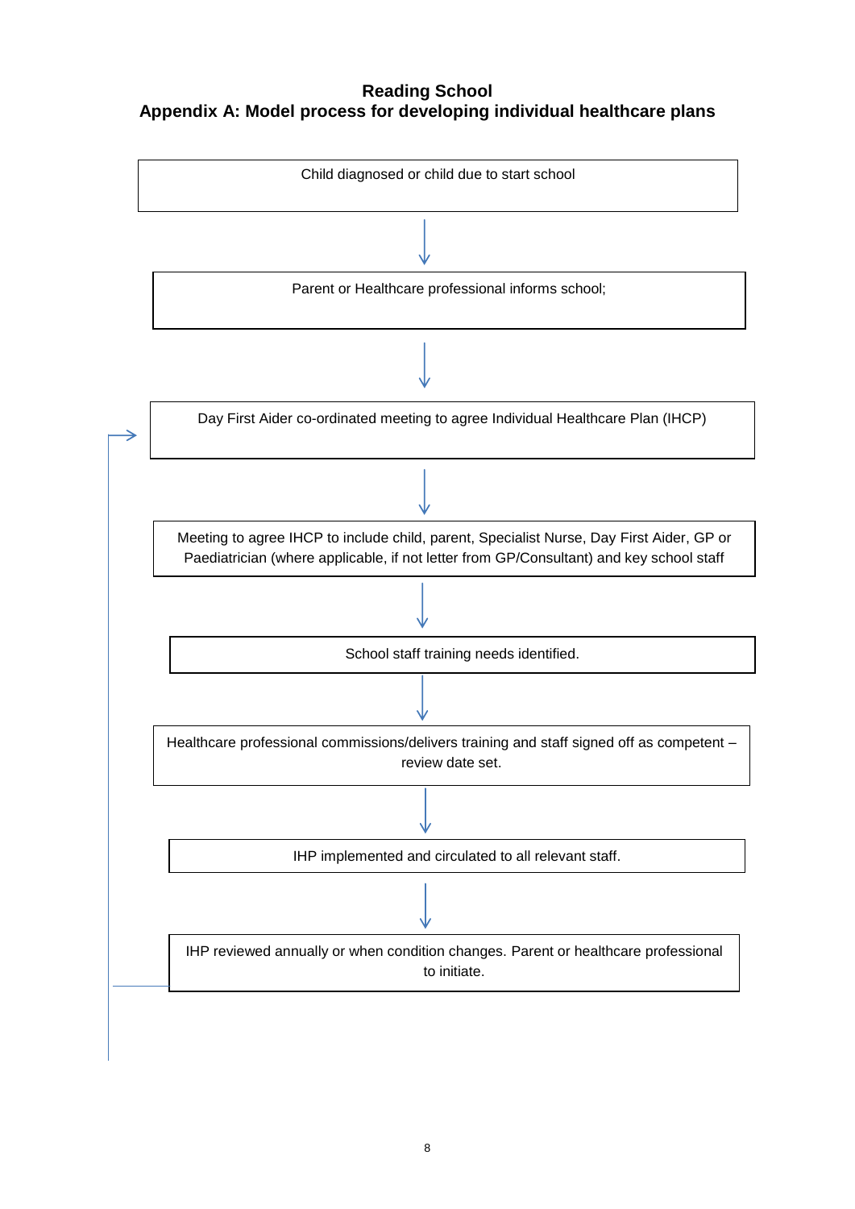# Reading School

## Appendix A: Model process for developing individual healthcare plans

Child diagnosed or child due to start school

↓

Parent or Healthcare professional informs school;

↓

Day First Aider co-ordinated meeting to agree Individual Healthcare Plan (IHCP)

↓

Meeting to agree IHCP to include child, parent, Specialist Nurse, Day First Aider, GP or Paediatrician (where applicable, if not letter from GP/Consultant) and key school staff

↓

School staff training needs identified.

↓

Healthcare professional commissions/delivers training and staff signed off as competent – review date set.

↓

IHP implemented and circulated to all relevant staff.

↓

IHP reviewed annually or when condition changes. Parent or healthcare professional to initiate.